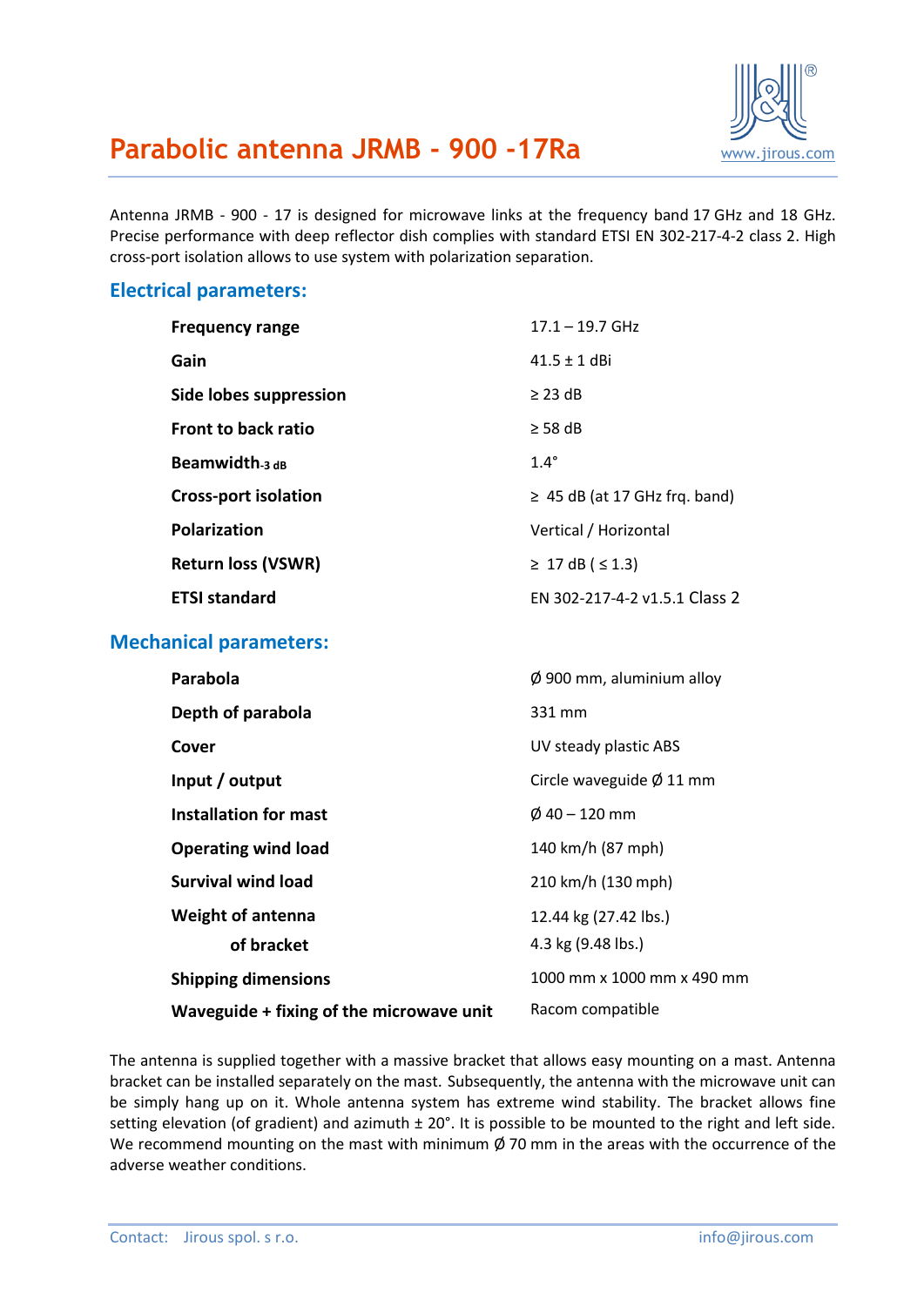# Parabolic antenna JRMB - 900 -17Ra

www.jirous.com

Antenna JRMB - 900 - 17 is designed for microwave links at the frequency band 17 GHz and 18 GHz. Precise performance with deep reflector dish complies with standard ETSI EN 302-217-4-2 class 2. High cross-port isolation allows to use system with polarization separation.

## Electrical parameters:

| | |
|---|---|
| **Frequency range** | 17.1 – 19.7 GHz |
| **Gain** | 41.5 ± 1 dBi |
| **Side lobes suppression** | ≥ 23 dB |
| **Front to back ratio** | ≥ 58 dB |
| **Beamwidth$_{-3\ dB}$** | 1.4° |
| **Cross-port isolation** | ≥ 45 dB (at 17 GHz frq. band) |
| **Polarization** | Vertical / Horizontal |
| **Return loss (VSWR)** | ≥ 17 dB ( ≤ 1.3) |
| **ETSI standard** | EN 302-217-4-2 v1.5.1 Class 2 |

## Mechanical parameters:

| | |
|---|---|
| **Parabola** | Ø 900 mm, aluminium alloy |
| **Depth of parabola** | 331 mm |
| **Cover** | UV steady plastic ABS |
| **Input / output** | Circle waveguide Ø 11 mm |
| **Installation for mast** | Ø 40 – 120 mm |
| **Operating wind load** | 140 km/h (87 mph) |
| **Survival wind load** | 210 km/h (130 mph) |
| **Weight of antenna** | 12.44 kg (27.42 lbs.) |
| **of bracket** | 4.3 kg (9.48 lbs.) |
| **Shipping dimensions** | 1000 mm x 1000 mm x 490 mm |
| **Waveguide + fixing of the microwave unit** | Racom compatible |

The antenna is supplied together with a massive bracket that allows easy mounting on a mast. Antenna bracket can be installed separately on the mast. Subsequently, the antenna with the microwave unit can be simply hang up on it. Whole antenna system has extreme wind stability. The bracket allows fine setting elevation (of gradient) and azimuth ± 20°. It is possible to be mounted to the right and left side. We recommend mounting on the mast with minimum Ø 70 mm in the areas with the occurrence of the adverse weather conditions.

Contact: Jirous spol. s r.o. info@jirous.com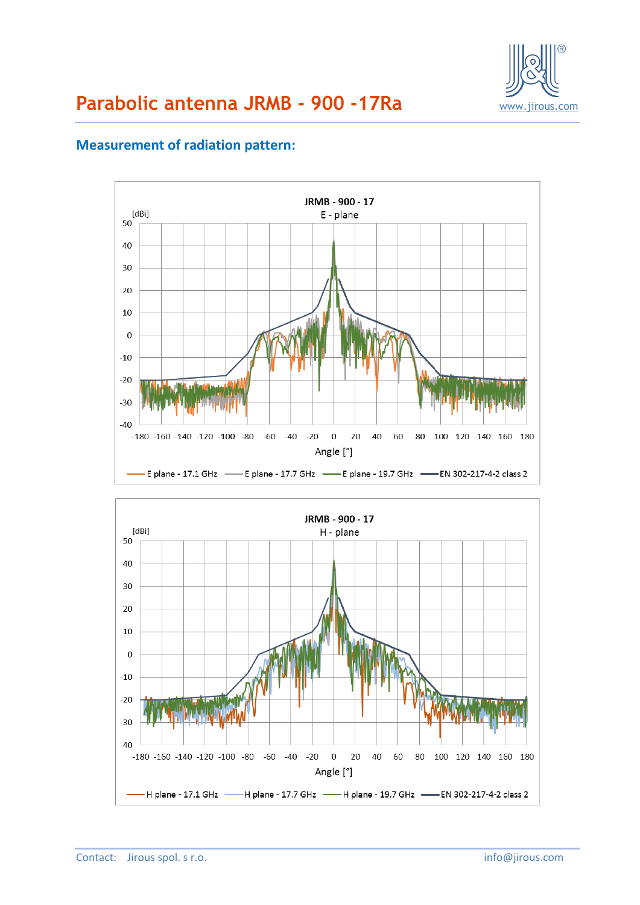# Parabolic antenna JRMB - 900 -17Ra

## Measurement of radiation pattern:

JRMB - 900 - 17
E - plane

[dBi]

Angle [°]

E plane - 17.1 GHz, E plane - 17.7 GHz, E plane - 19.7 GHz, EN 302-217-4-2 class 2

JRMB - 900 - 17
H - plane

[dBi]

Angle [°]

H plane - 17.1 GHz, H plane - 17.7 GHz, H plane - 19.7 GHz, EN 302-217-4-2 class 2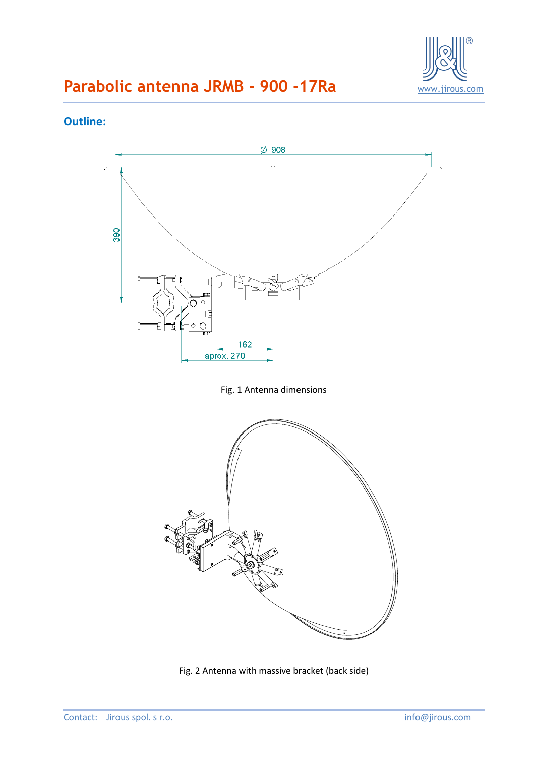# Parabolic antenna JRMB - 900 -17Ra

## Outline:

Ø 908

390

162

aprox. 270

Fig. 1 Antenna dimensions

Fig. 2 Antenna with massive bracket (back side)